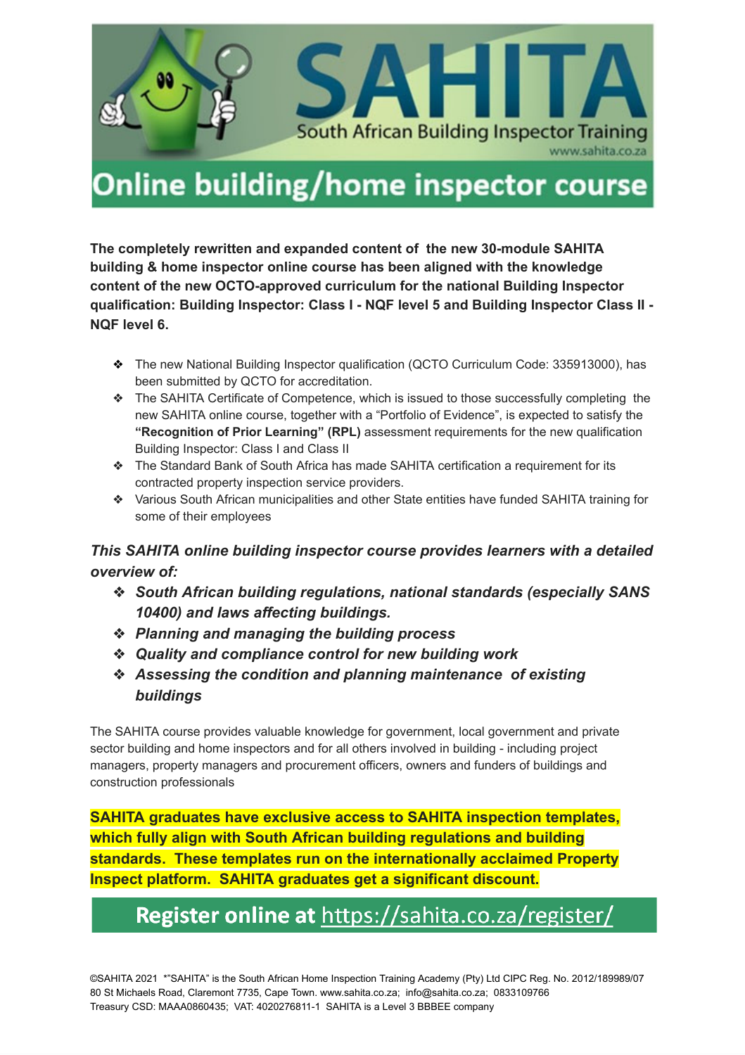# SAHITA

South African Building Inspector Training

www.sahita.co.za

# Online building/home inspector course

**The completely rewritten and expanded content of the new 30-module SAHITA building & home inspector online course has been aligned with the knowledge content of the new OCTO-approved curriculum for the national Building Inspector qualification: Building Inspector: Class I - NQF level 5 and Building Inspector Class II - NQF level 6.**

- The new National Building Inspector qualification (QCTO Curriculum Code: 335913000), has been submitted by QCTO for accreditation.
- The SAHITA Certificate of Competence, which is issued to those successfully completing the new SAHITA online course, together with a "Portfolio of Evidence", is expected to satisfy the **"Recognition of Prior Learning" (RPL)** assessment requirements for the new qualification Building Inspector: Class I and Class II
- The Standard Bank of South Africa has made SAHITA certification a requirement for its contracted property inspection service providers.
- Various South African municipalities and other State entities have funded SAHITA training for some of their employees

***This SAHITA online building inspector course provides learners with a detailed overview of:***

- ***South African building regulations, national standards (especially SANS 10400) and laws affecting buildings.***
- ***Planning and managing the building process***
- ***Quality and compliance control for new building work***
- ***Assessing the condition and planning maintenance of existing buildings***

The SAHITA course provides valuable knowledge for government, local government and private sector building and home inspectors and for all others involved in building - including project managers, property managers and procurement officers, owners and funders of buildings and construction professionals

**SAHITA graduates have exclusive access to SAHITA inspection templates, which fully align with South African building regulations and building standards. These templates run on the internationally acclaimed Property Inspect platform. SAHITA graduates get a significant discount.**

## Register online at https://sahita.co.za/register/

©SAHITA 2021 *"SAHITA" is the South African Home Inspection Training Academy (Pty) Ltd CIPC Reg. No. 2012/189989/07
80 St Michaels Road, Claremont 7735, Cape Town. www.sahita.co.za; info@sahita.co.za; 0833109766
Treasury CSD: MAAA0860435; VAT: 4020276811-1 SAHITA is a Level 3 BBBEE company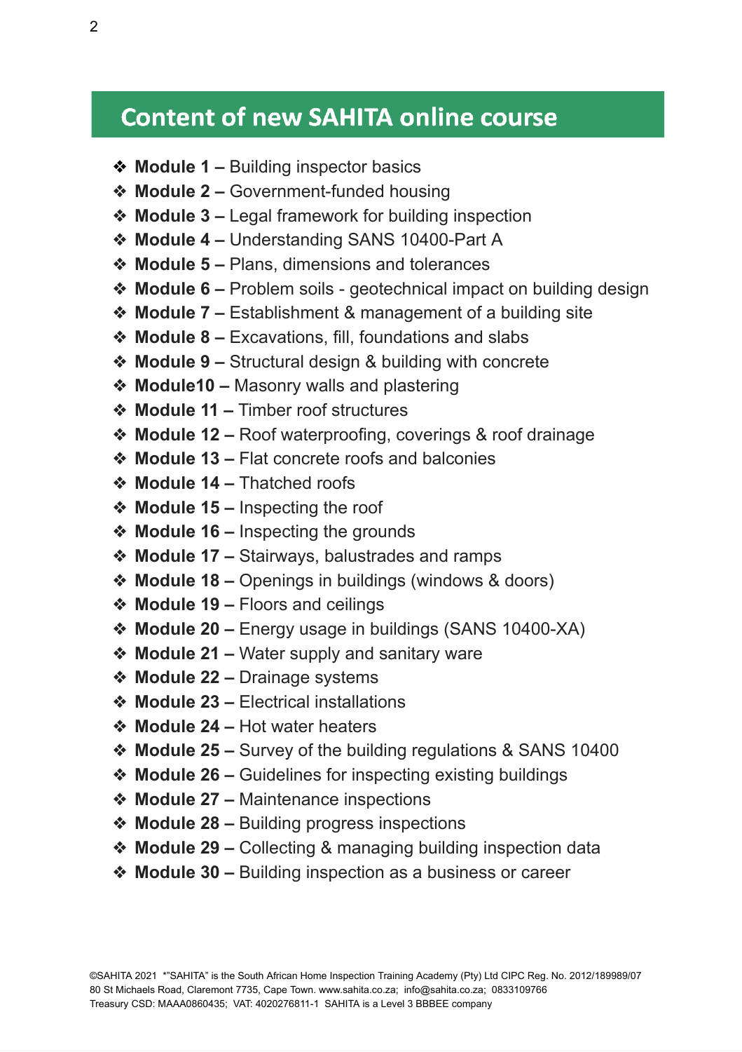## Content of new SAHITA online course

- **Module 1 –** Building inspector basics
- **Module 2 –** Government-funded housing
- **Module 3 –** Legal framework for building inspection
- **Module 4 –** Understanding SANS 10400-Part A
- **Module 5 –** Plans, dimensions and tolerances
- **Module 6 –** Problem soils - geotechnical impact on building design
- **Module 7 –** Establishment & management of a building site
- **Module 8 –** Excavations, fill, foundations and slabs
- **Module 9 –** Structural design & building with concrete
- **Module10 –** Masonry walls and plastering
- **Module 11 –** Timber roof structures
- **Module 12 –** Roof waterproofing, coverings & roof drainage
- **Module 13 –** Flat concrete roofs and balconies
- **Module 14 –** Thatched roofs
- **Module 15 –** Inspecting the roof
- **Module 16 –** Inspecting the grounds
- **Module 17 –** Stairways, balustrades and ramps
- **Module 18 –** Openings in buildings (windows & doors)
- **Module 19 –** Floors and ceilings
- **Module 20 –** Energy usage in buildings (SANS 10400-XA)
- **Module 21 –** Water supply and sanitary ware
- **Module 22 –** Drainage systems
- **Module 23 –** Electrical installations
- **Module 24 –** Hot water heaters
- **Module 25 –** Survey of the building regulations & SANS 10400
- **Module 26 –** Guidelines for inspecting existing buildings
- **Module 27 –** Maintenance inspections
- **Module 28 –** Building progress inspections
- **Module 29 –** Collecting & managing building inspection data
- **Module 30 –** Building inspection as a business or career

©SAHITA 2021 *"SAHITA" is the South African Home Inspection Training Academy (Pty) Ltd CIPC Reg. No. 2012/189989/07
80 St Michaels Road, Claremont 7735, Cape Town. www.sahita.co.za; info@sahita.co.za; 0833109766
Treasury CSD: MAAA0860435; VAT: 4020276811-1 SAHITA is a Level 3 BBBEE company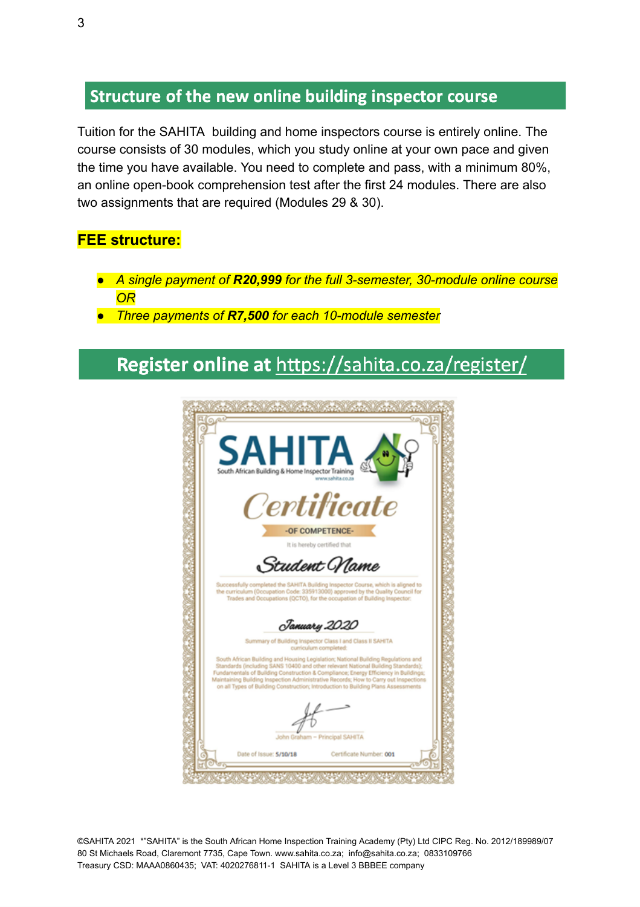## Structure of the new online building inspector course

Tuition for the SAHITA building and home inspectors course is entirely online. The course consists of 30 modules, which you study online at your own pace and given the time you have available. You need to complete and pass, with a minimum 80%, an online open-book comprehension test after the first 24 modules. There are also two assignments that are required (Modules 29 & 30).

**FEE structure:**

- *A single payment of **R20,999** for the full 3-semester, 30-module online course OR*
- *Three payments of **R7,500** for each 10-module semester*

## Register online at https://sahita.co.za/register/

SAHITA
South African Building & Home Inspector Training
www.sahita.co.za

Certificate
-OF COMPETENCE-

It is hereby certified that

Student Name

Successfully completed the SAHITA Building Inspector Course, which is aligned to the curriculum (Occupation Code: 335913000) approved by the Quality Council for Trades and Occupations (QCTO), for the occupation of Building Inspector.

January 2020

Summary of Building Inspector Class I and Class II SAHITA curriculum completed:

South African Building and Housing Legislation; National Building Regulations and Standards (including SANS 10400 and other relevant National Building Standards); Fundamentals of Building Construction & Compliance; Energy Efficiency in Buildings; Maintaining Building Inspection Administrative Records; How to Carry out Inspections on all Types of Building Construction; Introduction to Building Plans Assessments

John Graham – Principal SAHITA

Date of Issue: 5/10/18 Certificate Number: 001

©SAHITA 2021 *"SAHITA" is the South African Home Inspection Training Academy (Pty) Ltd CIPC Reg. No. 2012/189989/07
80 St Michaels Road, Claremont 7735, Cape Town. www.sahita.co.za; info@sahita.co.za; 0833109766
Treasury CSD: MAAA0860435; VAT: 4020276811-1 SAHITA is a Level 3 BBBEE company